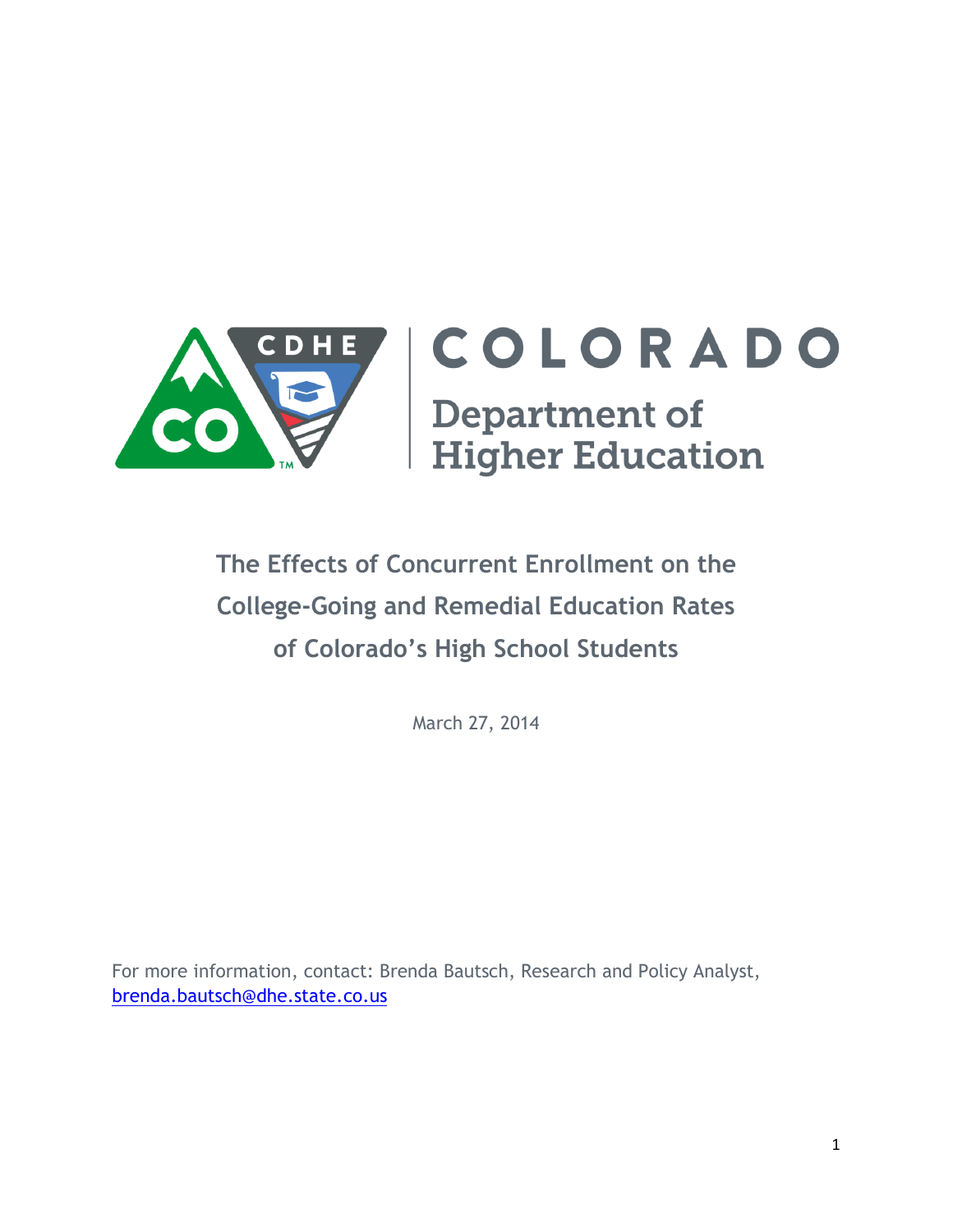COLORADO

Department of Higher Education

# The Effects of Concurrent Enrollment on the College-Going and Remedial Education Rates of Colorado's High School Students

March 27, 2014

For more information, contact: Brenda Bautsch, Research and Policy Analyst, brenda.bautsch@dhe.state.co.us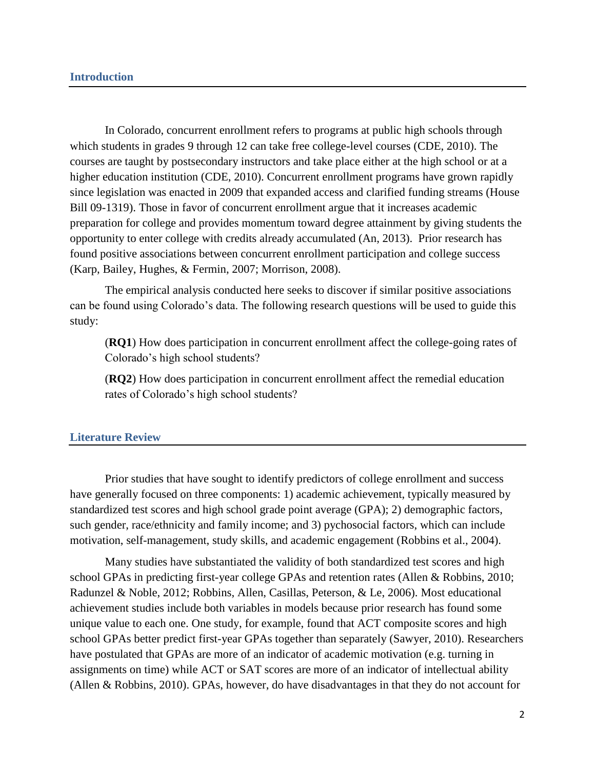## Introduction

In Colorado, concurrent enrollment refers to programs at public high schools through which students in grades 9 through 12 can take free college-level courses (CDE, 2010). The courses are taught by postsecondary instructors and take place either at the high school or at a higher education institution (CDE, 2010). Concurrent enrollment programs have grown rapidly since legislation was enacted in 2009 that expanded access and clarified funding streams (House Bill 09-1319). Those in favor of concurrent enrollment argue that it increases academic preparation for college and provides momentum toward degree attainment by giving students the opportunity to enter college with credits already accumulated (An, 2013). Prior research has found positive associations between concurrent enrollment participation and college success (Karp, Bailey, Hughes, & Fermin, 2007; Morrison, 2008).

The empirical analysis conducted here seeks to discover if similar positive associations can be found using Colorado's data. The following research questions will be used to guide this study:

(**RQ1**) How does participation in concurrent enrollment affect the college-going rates of Colorado's high school students?

(**RQ2**) How does participation in concurrent enrollment affect the remedial education rates of Colorado's high school students?

## Literature Review

Prior studies that have sought to identify predictors of college enrollment and success have generally focused on three components: 1) academic achievement, typically measured by standardized test scores and high school grade point average (GPA); 2) demographic factors, such gender, race/ethnicity and family income; and 3) pychosocial factors, which can include motivation, self-management, study skills, and academic engagement (Robbins et al., 2004).

Many studies have substantiated the validity of both standardized test scores and high school GPAs in predicting first-year college GPAs and retention rates (Allen & Robbins, 2010; Radunzel & Noble, 2012; Robbins, Allen, Casillas, Peterson, & Le, 2006). Most educational achievement studies include both variables in models because prior research has found some unique value to each one. One study, for example, found that ACT composite scores and high school GPAs better predict first-year GPAs together than separately (Sawyer, 2010). Researchers have postulated that GPAs are more of an indicator of academic motivation (e.g. turning in assignments on time) while ACT or SAT scores are more of an indicator of intellectual ability (Allen & Robbins, 2010). GPAs, however, do have disadvantages in that they do not account for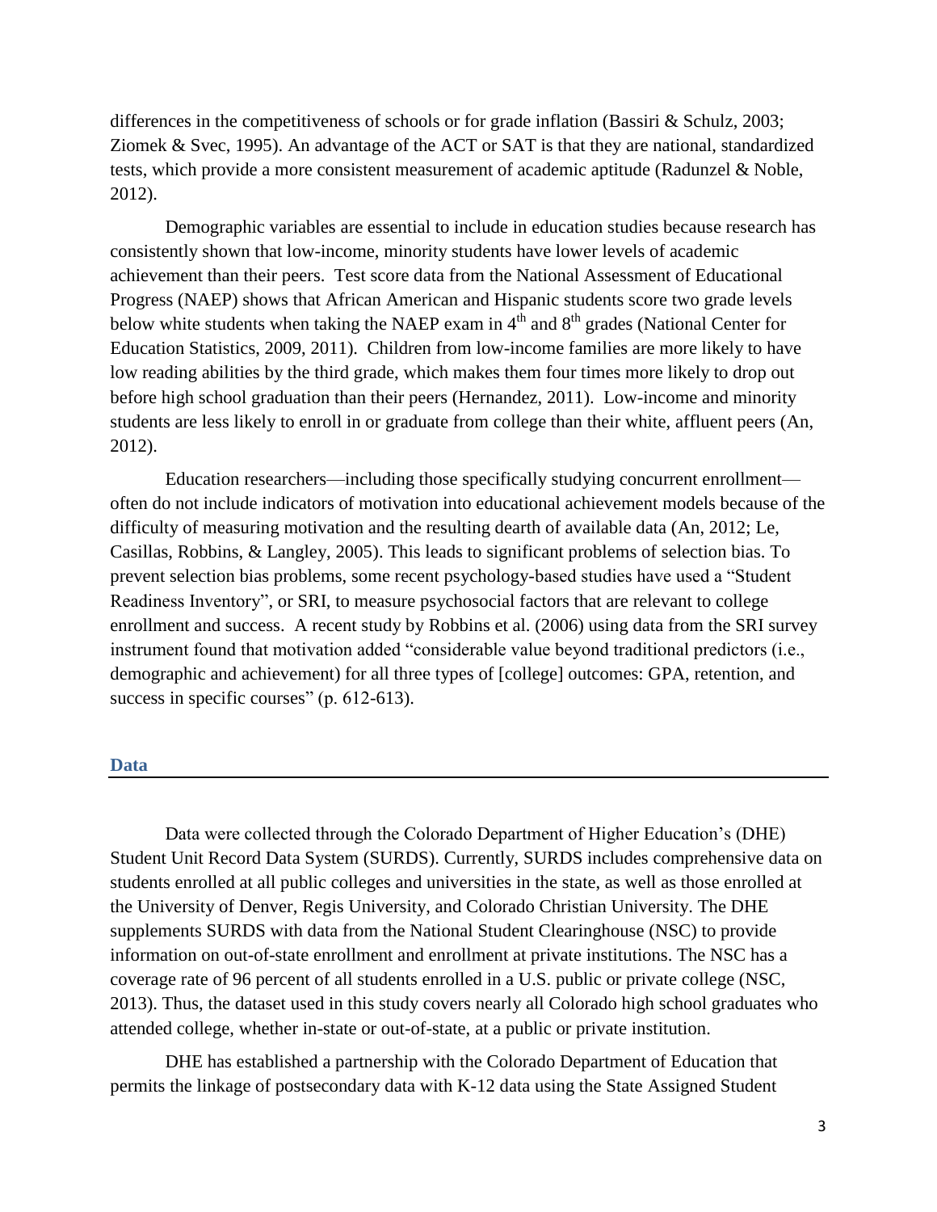differences in the competitiveness of schools or for grade inflation (Bassiri & Schulz, 2003; Ziomek & Svec, 1995). An advantage of the ACT or SAT is that they are national, standardized tests, which provide a more consistent measurement of academic aptitude (Radunzel & Noble, 2012).

Demographic variables are essential to include in education studies because research has consistently shown that low-income, minority students have lower levels of academic achievement than their peers. Test score data from the National Assessment of Educational Progress (NAEP) shows that African American and Hispanic students score two grade levels below white students when taking the NAEP exam in 4th and 8th grades (National Center for Education Statistics, 2009, 2011). Children from low-income families are more likely to have low reading abilities by the third grade, which makes them four times more likely to drop out before high school graduation than their peers (Hernandez, 2011). Low-income and minority students are less likely to enroll in or graduate from college than their white, affluent peers (An, 2012).

Education researchers—including those specifically studying concurrent enrollment—often do not include indicators of motivation into educational achievement models because of the difficulty of measuring motivation and the resulting dearth of available data (An, 2012; Le, Casillas, Robbins, & Langley, 2005). This leads to significant problems of selection bias. To prevent selection bias problems, some recent psychology-based studies have used a "Student Readiness Inventory", or SRI, to measure psychosocial factors that are relevant to college enrollment and success. A recent study by Robbins et al. (2006) using data from the SRI survey instrument found that motivation added "considerable value beyond traditional predictors (i.e., demographic and achievement) for all three types of [college] outcomes: GPA, retention, and success in specific courses" (p. 612-613).

## Data

Data were collected through the Colorado Department of Higher Education's (DHE) Student Unit Record Data System (SURDS). Currently, SURDS includes comprehensive data on students enrolled at all public colleges and universities in the state, as well as those enrolled at the University of Denver, Regis University, and Colorado Christian University. The DHE supplements SURDS with data from the National Student Clearinghouse (NSC) to provide information on out-of-state enrollment and enrollment at private institutions. The NSC has a coverage rate of 96 percent of all students enrolled in a U.S. public or private college (NSC, 2013). Thus, the dataset used in this study covers nearly all Colorado high school graduates who attended college, whether in-state or out-of-state, at a public or private institution.

DHE has established a partnership with the Colorado Department of Education that permits the linkage of postsecondary data with K-12 data using the State Assigned Student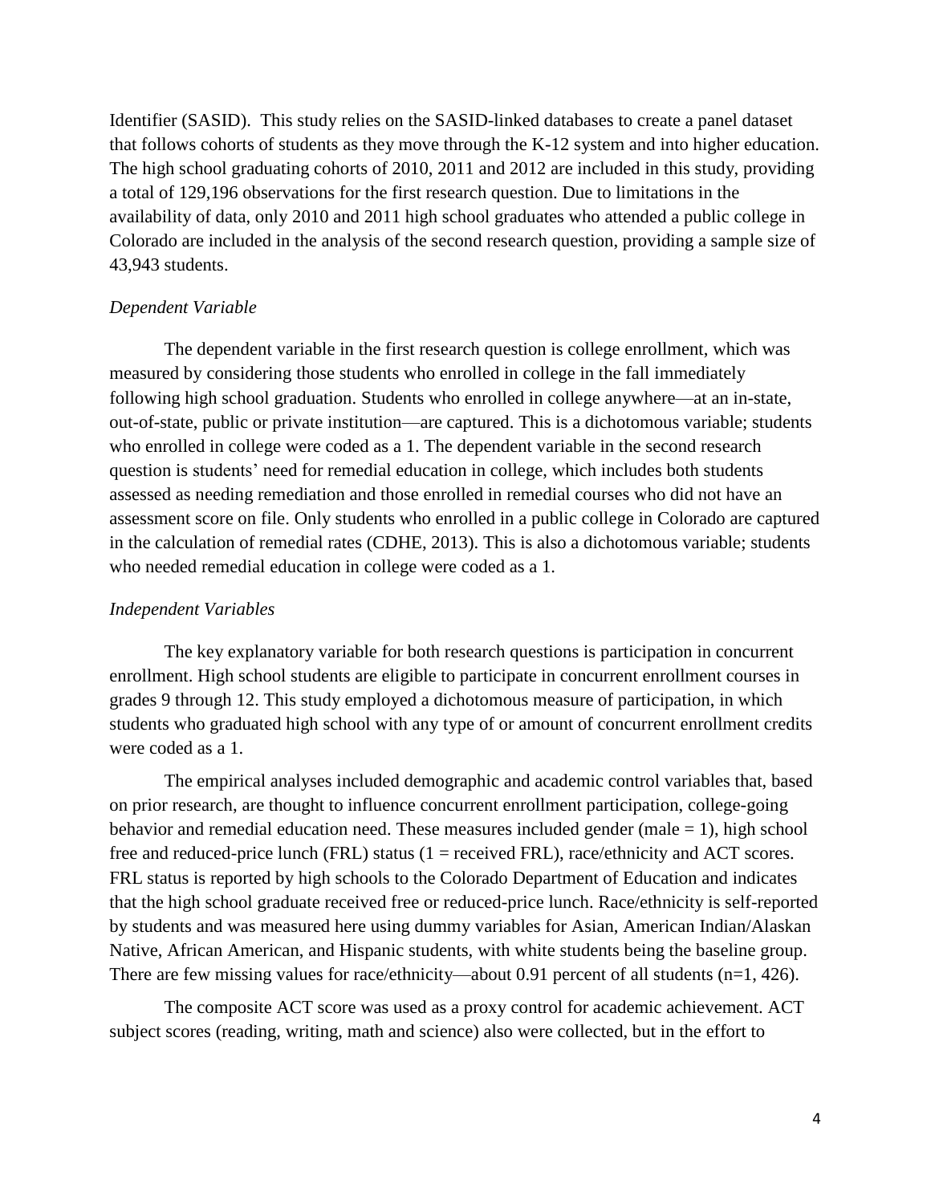Identifier (SASID). This study relies on the SASID-linked databases to create a panel dataset that follows cohorts of students as they move through the K-12 system and into higher education. The high school graduating cohorts of 2010, 2011 and 2012 are included in this study, providing a total of 129,196 observations for the first research question. Due to limitations in the availability of data, only 2010 and 2011 high school graduates who attended a public college in Colorado are included in the analysis of the second research question, providing a sample size of 43,943 students.

*Dependent Variable*

The dependent variable in the first research question is college enrollment, which was measured by considering those students who enrolled in college in the fall immediately following high school graduation. Students who enrolled in college anywhere—at an in-state, out-of-state, public or private institution—are captured. This is a dichotomous variable; students who enrolled in college were coded as a 1. The dependent variable in the second research question is students' need for remedial education in college, which includes both students assessed as needing remediation and those enrolled in remedial courses who did not have an assessment score on file. Only students who enrolled in a public college in Colorado are captured in the calculation of remedial rates (CDHE, 2013). This is also a dichotomous variable; students who needed remedial education in college were coded as a 1.

*Independent Variables*

The key explanatory variable for both research questions is participation in concurrent enrollment. High school students are eligible to participate in concurrent enrollment courses in grades 9 through 12. This study employed a dichotomous measure of participation, in which students who graduated high school with any type of or amount of concurrent enrollment credits were coded as a 1.

The empirical analyses included demographic and academic control variables that, based on prior research, are thought to influence concurrent enrollment participation, college-going behavior and remedial education need. These measures included gender (male = 1), high school free and reduced-price lunch (FRL) status (1 = received FRL), race/ethnicity and ACT scores. FRL status is reported by high schools to the Colorado Department of Education and indicates that the high school graduate received free or reduced-price lunch. Race/ethnicity is self-reported by students and was measured here using dummy variables for Asian, American Indian/Alaskan Native, African American, and Hispanic students, with white students being the baseline group. There are few missing values for race/ethnicity—about 0.91 percent of all students (n=1, 426).

The composite ACT score was used as a proxy control for academic achievement. ACT subject scores (reading, writing, math and science) also were collected, but in the effort to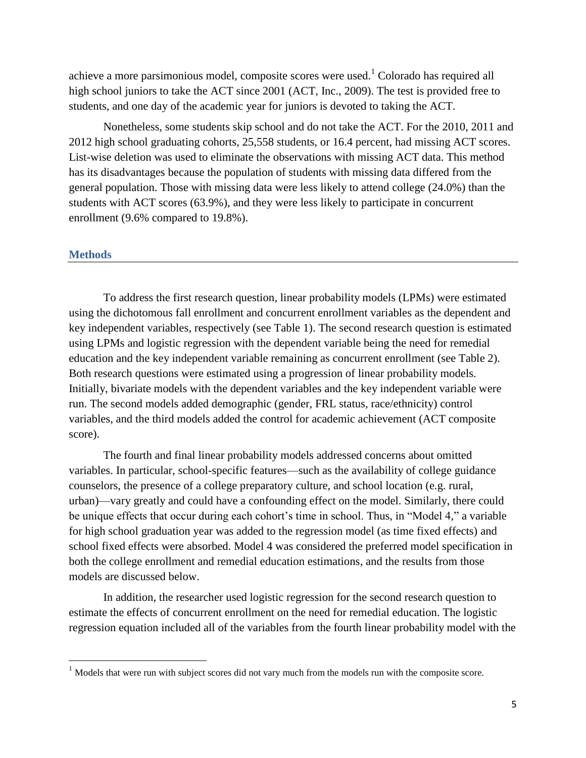achieve a more parsimonious model, composite scores were used.[1] Colorado has required all high school juniors to take the ACT since 2001 (ACT, Inc., 2009). The test is provided free to students, and one day of the academic year for juniors is devoted to taking the ACT.

Nonetheless, some students skip school and do not take the ACT. For the 2010, 2011 and 2012 high school graduating cohorts, 25,558 students, or 16.4 percent, had missing ACT scores. List-wise deletion was used to eliminate the observations with missing ACT data. This method has its disadvantages because the population of students with missing data differed from the general population. Those with missing data were less likely to attend college (24.0%) than the students with ACT scores (63.9%), and they were less likely to participate in concurrent enrollment (9.6% compared to 19.8%).

## Methods

To address the first research question, linear probability models (LPMs) were estimated using the dichotomous fall enrollment and concurrent enrollment variables as the dependent and key independent variables, respectively (see Table 1). The second research question is estimated using LPMs and logistic regression with the dependent variable being the need for remedial education and the key independent variable remaining as concurrent enrollment (see Table 2). Both research questions were estimated using a progression of linear probability models. Initially, bivariate models with the dependent variables and the key independent variable were run. The second models added demographic (gender, FRL status, race/ethnicity) control variables, and the third models added the control for academic achievement (ACT composite score).

The fourth and final linear probability models addressed concerns about omitted variables. In particular, school-specific features—such as the availability of college guidance counselors, the presence of a college preparatory culture, and school location (e.g. rural, urban)—vary greatly and could have a confounding effect on the model. Similarly, there could be unique effects that occur during each cohort's time in school. Thus, in "Model 4," a variable for high school graduation year was added to the regression model (as time fixed effects) and school fixed effects were absorbed. Model 4 was considered the preferred model specification in both the college enrollment and remedial education estimations, and the results from those models are discussed below.

In addition, the researcher used logistic regression for the second research question to estimate the effects of concurrent enrollment on the need for remedial education. The logistic regression equation included all of the variables from the fourth linear probability model with the

[1] Models that were run with subject scores did not vary much from the models run with the composite score.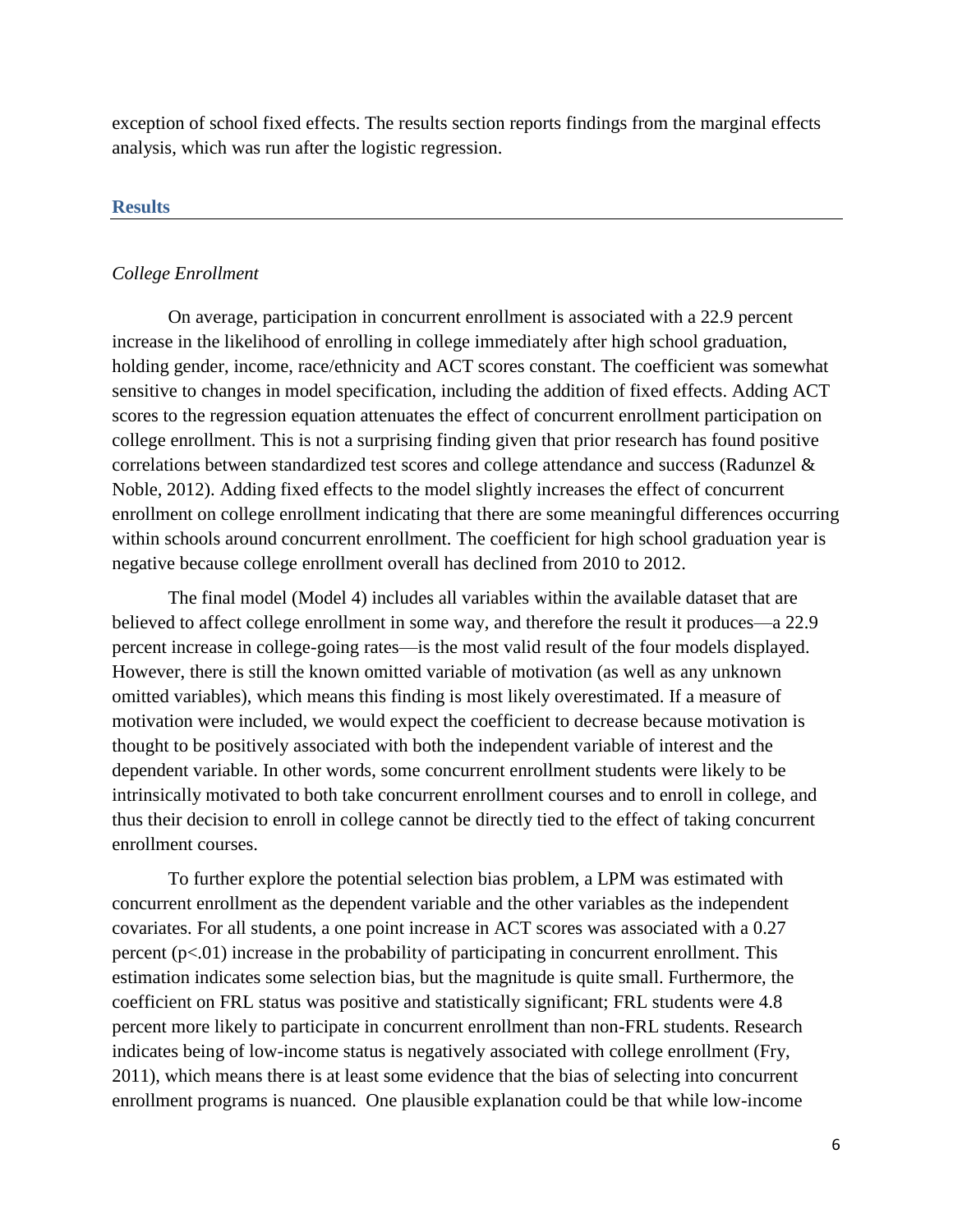exception of school fixed effects. The results section reports findings from the marginal effects analysis, which was run after the logistic regression.

## Results

### *College Enrollment*

On average, participation in concurrent enrollment is associated with a 22.9 percent increase in the likelihood of enrolling in college immediately after high school graduation, holding gender, income, race/ethnicity and ACT scores constant. The coefficient was somewhat sensitive to changes in model specification, including the addition of fixed effects. Adding ACT scores to the regression equation attenuates the effect of concurrent enrollment participation on college enrollment. This is not a surprising finding given that prior research has found positive correlations between standardized test scores and college attendance and success (Radunzel & Noble, 2012). Adding fixed effects to the model slightly increases the effect of concurrent enrollment on college enrollment indicating that there are some meaningful differences occurring within schools around concurrent enrollment. The coefficient for high school graduation year is negative because college enrollment overall has declined from 2010 to 2012.

The final model (Model 4) includes all variables within the available dataset that are believed to affect college enrollment in some way, and therefore the result it produces—a 22.9 percent increase in college-going rates—is the most valid result of the four models displayed. However, there is still the known omitted variable of motivation (as well as any unknown omitted variables), which means this finding is most likely overestimated. If a measure of motivation were included, we would expect the coefficient to decrease because motivation is thought to be positively associated with both the independent variable of interest and the dependent variable. In other words, some concurrent enrollment students were likely to be intrinsically motivated to both take concurrent enrollment courses and to enroll in college, and thus their decision to enroll in college cannot be directly tied to the effect of taking concurrent enrollment courses.

To further explore the potential selection bias problem, a LPM was estimated with concurrent enrollment as the dependent variable and the other variables as the independent covariates. For all students, a one point increase in ACT scores was associated with a 0.27 percent ($p<.01$) increase in the probability of participating in concurrent enrollment. This estimation indicates some selection bias, but the magnitude is quite small. Furthermore, the coefficient on FRL status was positive and statistically significant; FRL students were 4.8 percent more likely to participate in concurrent enrollment than non-FRL students. Research indicates being of low-income status is negatively associated with college enrollment (Fry, 2011), which means there is at least some evidence that the bias of selecting into concurrent enrollment programs is nuanced. One plausible explanation could be that while low-income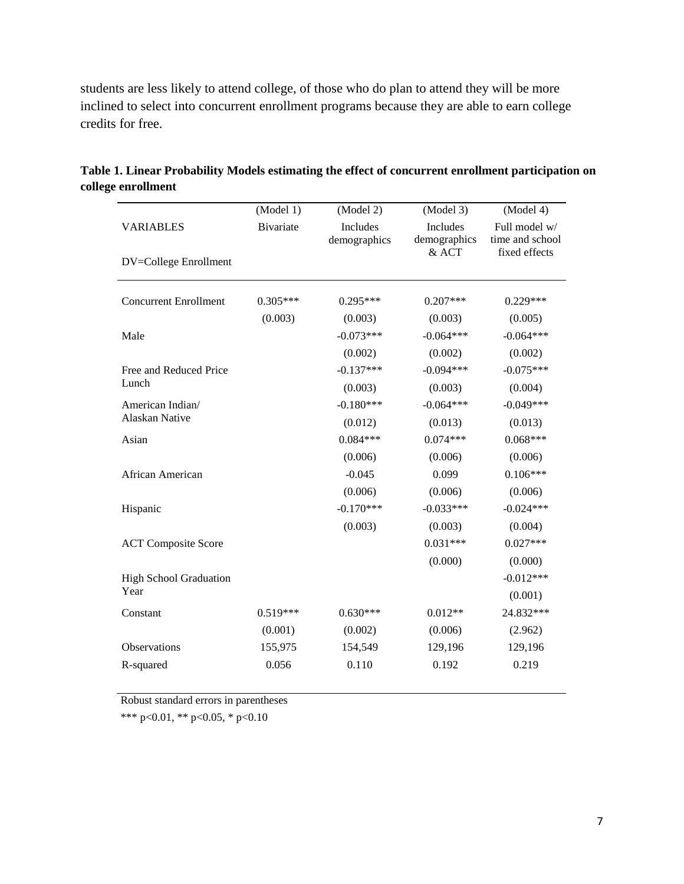students are less likely to attend college, of those who do plan to attend they will be more inclined to select into concurrent enrollment programs because they are able to earn college credits for free.

**Table 1. Linear Probability Models estimating the effect of concurrent enrollment participation on college enrollment**

| | (Model 1) | (Model 2) | (Model 3) | (Model 4) |
|---|---|---|---|---|
| VARIABLES | Bivariate | Includes demographics | Includes demographics & ACT | Full model w/ time and school fixed effects |
| DV=College Enrollment | | | | |
| Concurrent Enrollment | 0.305*** | 0.295*** | 0.207*** | 0.229*** |
| | (0.003) | (0.003) | (0.003) | (0.005) |
| Male | | -0.073*** | -0.064*** | -0.064*** |
| | | (0.002) | (0.002) | (0.002) |
| Free and Reduced Price Lunch | | -0.137*** | -0.094*** | -0.075*** |
| | | (0.003) | (0.003) | (0.004) |
| American Indian/ Alaskan Native | | -0.180*** | -0.064*** | -0.049*** |
| | | (0.012) | (0.013) | (0.013) |
| Asian | | 0.084*** | 0.074*** | 0.068*** |
| | | (0.006) | (0.006) | (0.006) |
| African American | | -0.045 | 0.099 | 0.106*** |
| | | (0.006) | (0.006) | (0.006) |
| Hispanic | | -0.170*** | -0.033*** | -0.024*** |
| | | (0.003) | (0.003) | (0.004) |
| ACT Composite Score | | | 0.031*** | 0.027*** |
| | | | (0.000) | (0.000) |
| High School Graduation Year | | | | -0.012*** |
| | | | | (0.001) |
| Constant | 0.519*** | 0.630*** | 0.012** | 24.832*** |
| | (0.001) | (0.002) | (0.006) | (2.962) |
| Observations | 155,975 | 154,549 | 129,196 | 129,196 |
| R-squared | 0.056 | 0.110 | 0.192 | 0.219 |

Robust standard errors in parentheses

*** p<0.01, ** p<0.05, * p<0.10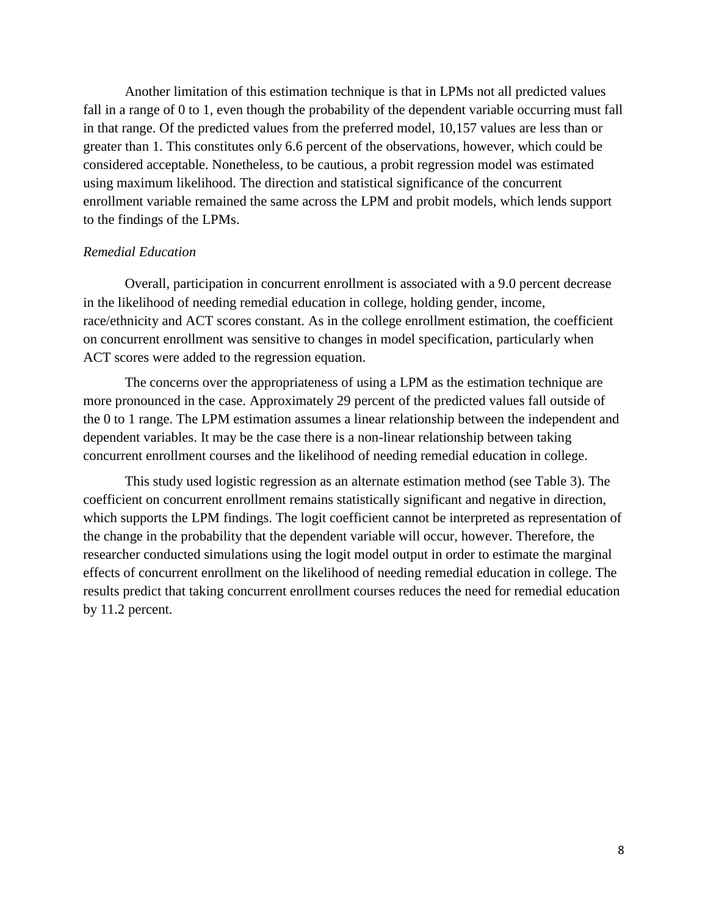Another limitation of this estimation technique is that in LPMs not all predicted values fall in a range of 0 to 1, even though the probability of the dependent variable occurring must fall in that range. Of the predicted values from the preferred model, 10,157 values are less than or greater than 1. This constitutes only 6.6 percent of the observations, however, which could be considered acceptable. Nonetheless, to be cautious, a probit regression model was estimated using maximum likelihood. The direction and statistical significance of the concurrent enrollment variable remained the same across the LPM and probit models, which lends support to the findings of the LPMs.

*Remedial Education*

Overall, participation in concurrent enrollment is associated with a 9.0 percent decrease in the likelihood of needing remedial education in college, holding gender, income, race/ethnicity and ACT scores constant. As in the college enrollment estimation, the coefficient on concurrent enrollment was sensitive to changes in model specification, particularly when ACT scores were added to the regression equation.

The concerns over the appropriateness of using a LPM as the estimation technique are more pronounced in the case. Approximately 29 percent of the predicted values fall outside of the 0 to 1 range. The LPM estimation assumes a linear relationship between the independent and dependent variables. It may be the case there is a non-linear relationship between taking concurrent enrollment courses and the likelihood of needing remedial education in college.

This study used logistic regression as an alternate estimation method (see Table 3). The coefficient on concurrent enrollment remains statistically significant and negative in direction, which supports the LPM findings. The logit coefficient cannot be interpreted as representation of the change in the probability that the dependent variable will occur, however. Therefore, the researcher conducted simulations using the logit model output in order to estimate the marginal effects of concurrent enrollment on the likelihood of needing remedial education in college. The results predict that taking concurrent enrollment courses reduces the need for remedial education by 11.2 percent.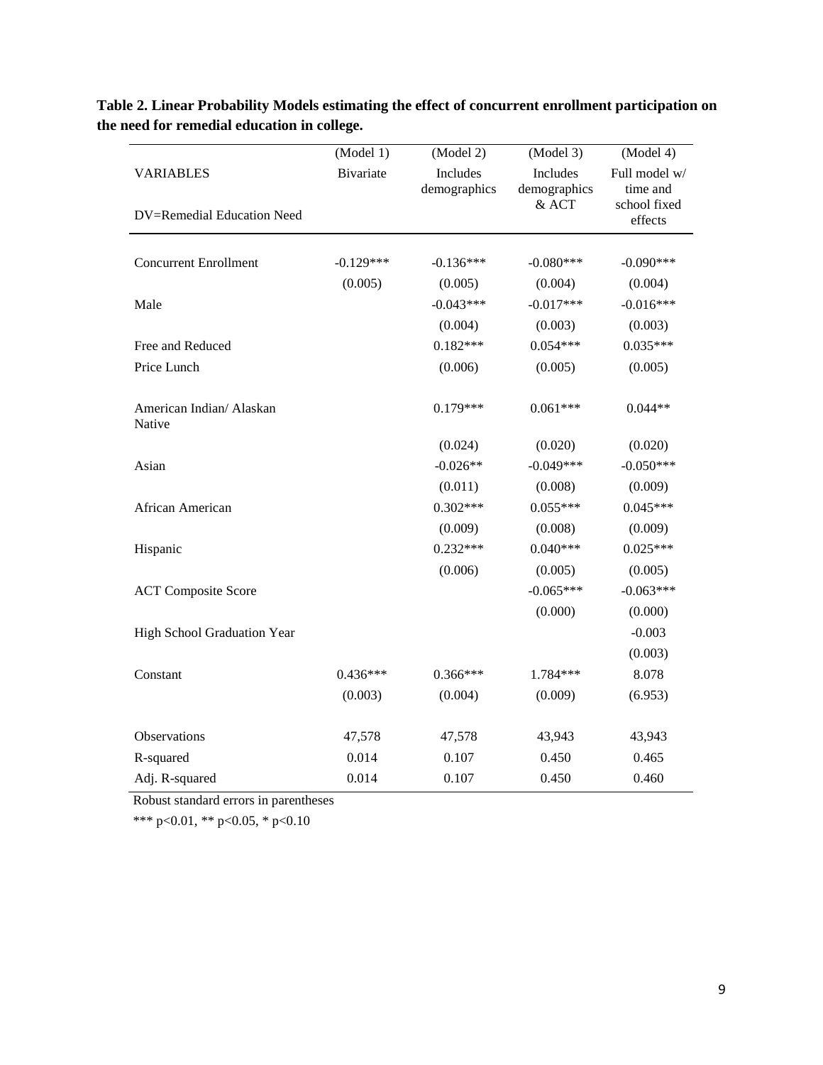**Table 2. Linear Probability Models estimating the effect of concurrent enrollment participation on the need for remedial education in college.**

| | (Model 1) | (Model 2) | (Model 3) | (Model 4) |
|---|---|---|---|---|
| VARIABLES | Bivariate | Includes demographics | Includes demographics & ACT | Full model w/ time and school fixed effects |
| DV=Remedial Education Need | | | | |
| Concurrent Enrollment | -0.129*** | -0.136*** | -0.080*** | -0.090*** |
| | (0.005) | (0.005) | (0.004) | (0.004) |
| Male | | -0.043*** | -0.017*** | -0.016*** |
| | | (0.004) | (0.003) | (0.003) |
| Free and Reduced Price Lunch | | 0.182*** | 0.054*** | 0.035*** |
| | | (0.006) | (0.005) | (0.005) |
| American Indian/ Alaskan Native | | 0.179*** | 0.061*** | 0.044** |
| | | (0.024) | (0.020) | (0.020) |
| Asian | | -0.026** | -0.049*** | -0.050*** |
| | | (0.011) | (0.008) | (0.009) |
| African American | | 0.302*** | 0.055*** | 0.045*** |
| | | (0.009) | (0.008) | (0.009) |
| Hispanic | | 0.232*** | 0.040*** | 0.025*** |
| | | (0.006) | (0.005) | (0.005) |
| ACT Composite Score | | | -0.065*** | -0.063*** |
| | | | (0.000) | (0.000) |
| High School Graduation Year | | | | -0.003 |
| | | | | (0.003) |
| Constant | 0.436*** | 0.366*** | 1.784*** | 8.078 |
| | (0.003) | (0.004) | (0.009) | (6.953) |
| Observations | 47,578 | 47,578 | 43,943 | 43,943 |
| R-squared | 0.014 | 0.107 | 0.450 | 0.465 |
| Adj. R-squared | 0.014 | 0.107 | 0.450 | 0.460 |

Robust standard errors in parentheses

*** p<0.01, ** p<0.05, * p<0.10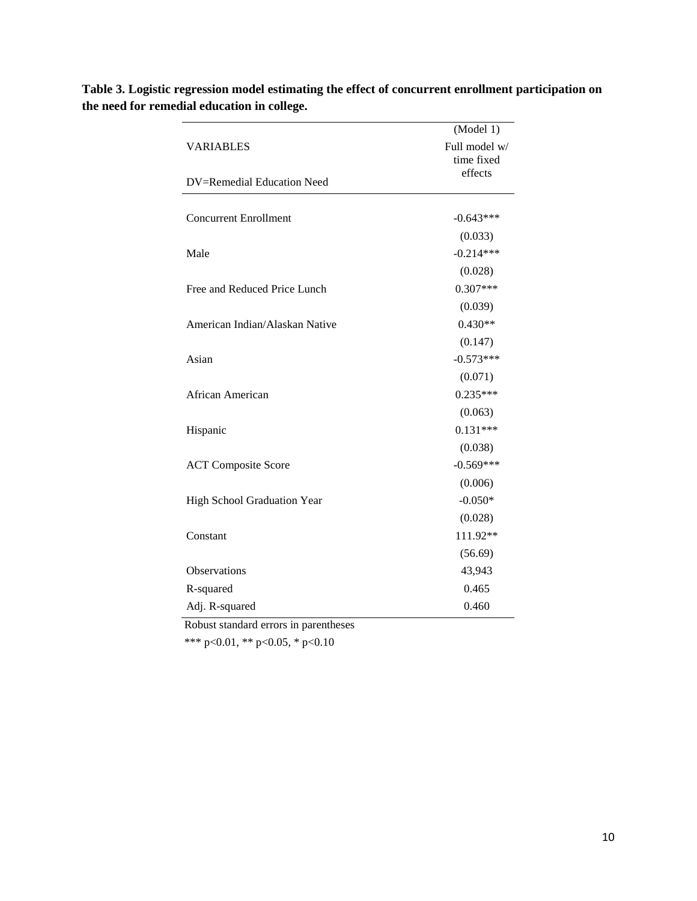**Table 3. Logistic regression model estimating the effect of concurrent enrollment participation on the need for remedial education in college.**

| VARIABLES | (Model 1) Full model w/ time fixed effects |
|---|---|
| DV=Remedial Education Need | |
| Concurrent Enrollment | -0.643*** |
| | (0.033) |
| Male | -0.214*** |
| | (0.028) |
| Free and Reduced Price Lunch | 0.307*** |
| | (0.039) |
| American Indian/Alaskan Native | 0.430** |
| | (0.147) |
| Asian | -0.573*** |
| | (0.071) |
| African American | 0.235*** |
| | (0.063) |
| Hispanic | 0.131*** |
| | (0.038) |
| ACT Composite Score | -0.569*** |
| | (0.006) |
| High School Graduation Year | -0.050* |
| | (0.028) |
| Constant | 111.92** |
| | (56.69) |
| Observations | 43,943 |
| R-squared | 0.465 |
| Adj. R-squared | 0.460 |

Robust standard errors in parentheses

*** p<0.01, ** p<0.05, * p<0.10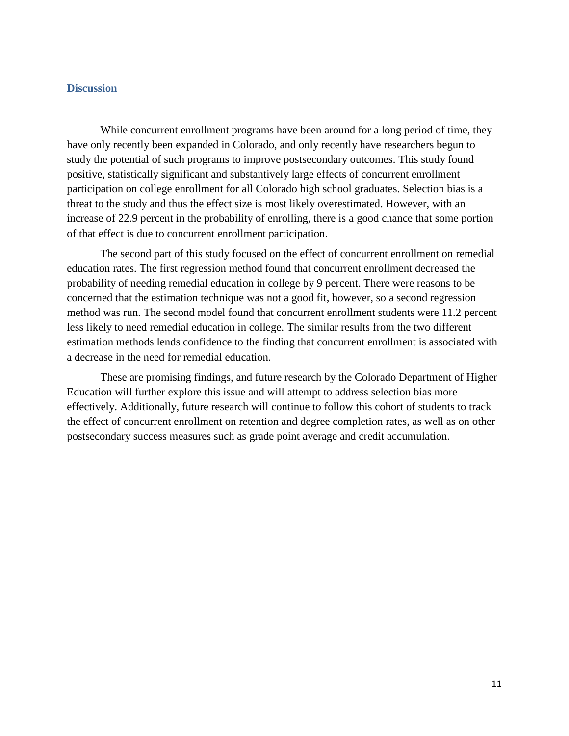## Discussion

While concurrent enrollment programs have been around for a long period of time, they have only recently been expanded in Colorado, and only recently have researchers begun to study the potential of such programs to improve postsecondary outcomes. This study found positive, statistically significant and substantively large effects of concurrent enrollment participation on college enrollment for all Colorado high school graduates. Selection bias is a threat to the study and thus the effect size is most likely overestimated. However, with an increase of 22.9 percent in the probability of enrolling, there is a good chance that some portion of that effect is due to concurrent enrollment participation.

The second part of this study focused on the effect of concurrent enrollment on remedial education rates. The first regression method found that concurrent enrollment decreased the probability of needing remedial education in college by 9 percent. There were reasons to be concerned that the estimation technique was not a good fit, however, so a second regression method was run. The second model found that concurrent enrollment students were 11.2 percent less likely to need remedial education in college. The similar results from the two different estimation methods lends confidence to the finding that concurrent enrollment is associated with a decrease in the need for remedial education.

These are promising findings, and future research by the Colorado Department of Higher Education will further explore this issue and will attempt to address selection bias more effectively. Additionally, future research will continue to follow this cohort of students to track the effect of concurrent enrollment on retention and degree completion rates, as well as on other postsecondary success measures such as grade point average and credit accumulation.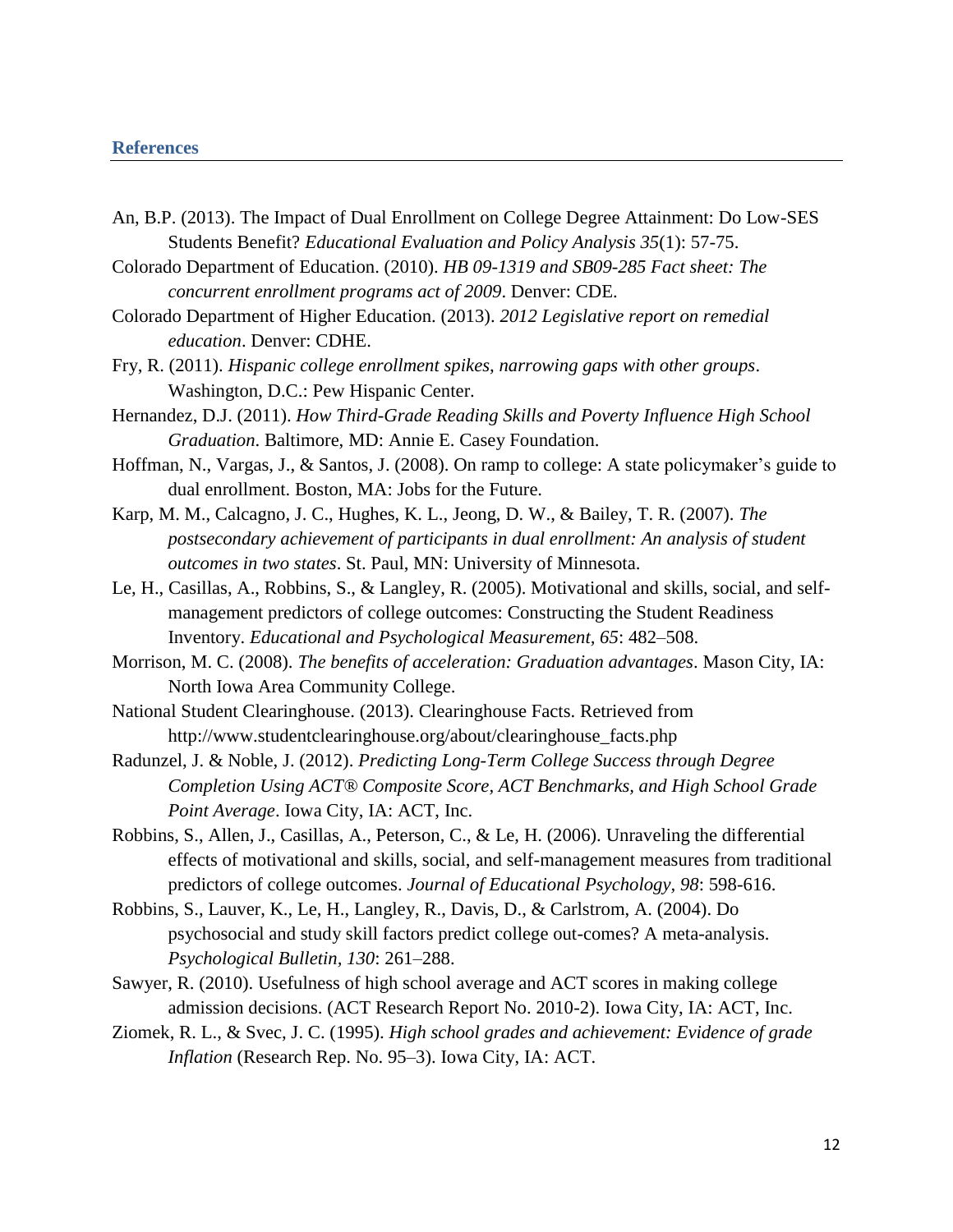## References

An, B.P. (2013). The Impact of Dual Enrollment on College Degree Attainment: Do Low-SES Students Benefit? *Educational Evaluation and Policy Analysis 35*(1): 57-75.

Colorado Department of Education. (2010). *HB 09-1319 and SB09-285 Fact sheet: The concurrent enrollment programs act of 2009*. Denver: CDE.

Colorado Department of Higher Education. (2013). *2012 Legislative report on remedial education*. Denver: CDHE.

Fry, R. (2011). *Hispanic college enrollment spikes, narrowing gaps with other groups*. Washington, D.C.: Pew Hispanic Center.

Hernandez, D.J. (2011). *How Third-Grade Reading Skills and Poverty Influence High School Graduation*. Baltimore, MD: Annie E. Casey Foundation.

Hoffman, N., Vargas, J., & Santos, J. (2008). On ramp to college: A state policymaker's guide to dual enrollment. Boston, MA: Jobs for the Future.

Karp, M. M., Calcagno, J. C., Hughes, K. L., Jeong, D. W., & Bailey, T. R. (2007). *The postsecondary achievement of participants in dual enrollment: An analysis of student outcomes in two states*. St. Paul, MN: University of Minnesota.

Le, H., Casillas, A., Robbins, S., & Langley, R. (2005). Motivational and skills, social, and self-management predictors of college outcomes: Constructing the Student Readiness Inventory. *Educational and Psychological Measurement, 65*: 482–508.

Morrison, M. C. (2008). *The benefits of acceleration: Graduation advantages*. Mason City, IA: North Iowa Area Community College.

National Student Clearinghouse. (2013). Clearinghouse Facts. Retrieved from http://www.studentclearinghouse.org/about/clearinghouse_facts.php

Radunzel, J. & Noble, J. (2012). *Predicting Long-Term College Success through Degree Completion Using ACT® Composite Score, ACT Benchmarks, and High School Grade Point Average*. Iowa City, IA: ACT, Inc.

Robbins, S., Allen, J., Casillas, A., Peterson, C., & Le, H. (2006). Unraveling the differential effects of motivational and skills, social, and self-management measures from traditional predictors of college outcomes. *Journal of Educational Psychology, 98*: 598-616.

Robbins, S., Lauver, K., Le, H., Langley, R., Davis, D., & Carlstrom, A. (2004). Do psychosocial and study skill factors predict college out-comes? A meta-analysis. *Psychological Bulletin, 130*: 261–288.

Sawyer, R. (2010). Usefulness of high school average and ACT scores in making college admission decisions. (ACT Research Report No. 2010-2). Iowa City, IA: ACT, Inc.

Ziomek, R. L., & Svec, J. C. (1995). *High school grades and achievement: Evidence of grade Inflation* (Research Rep. No. 95–3). Iowa City, IA: ACT.